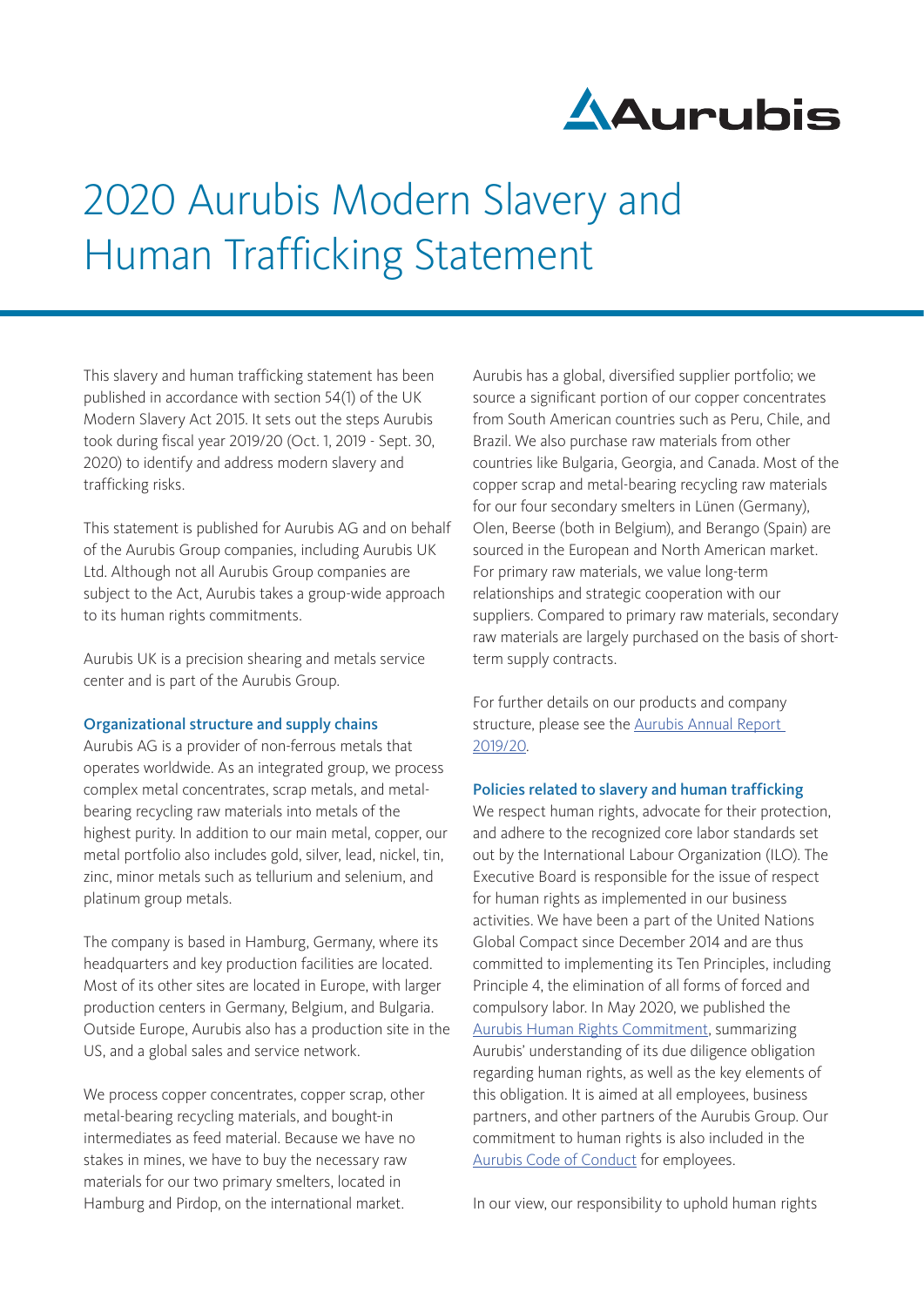# 2020 Aurubis Modern Slavery and Human Trafficking Statement

This slavery and human trafficking statement has been published in accordance with section 54(1) of the UK Modern Slavery Act 2015. It sets out the steps Aurubis took during fiscal year 2019/20 (Oct. 1, 2019 - Sept. 30, 2020) to identify and address modern slavery and trafficking risks.

This statement is published for Aurubis AG and on behalf of the Aurubis Group companies, including Aurubis UK Ltd. Although not all Aurubis Group companies are subject to the Act, Aurubis takes a group-wide approach to its human rights commitments.

Aurubis UK is a precision shearing and metals service center and is part of the Aurubis Group.

## Organizational structure and supply chains

Aurubis AG is a provider of non-ferrous metals that operates worldwide. As an integrated group, we process complex metal concentrates, scrap metals, and metal-bearing recycling raw materials into metals of the highest purity. In addition to our main metal, copper, our metal portfolio also includes gold, silver, lead, nickel, tin, zinc, minor metals such as tellurium and selenium, and platinum group metals.

The company is based in Hamburg, Germany, where its headquarters and key production facilities are located. Most of its other sites are located in Europe, with larger production centers in Germany, Belgium, and Bulgaria. Outside Europe, Aurubis also has a production site in the US, and a global sales and service network.

We process copper concentrates, copper scrap, other metal-bearing recycling materials, and bought-in intermediates as feed material. Because we have no stakes in mines, we have to buy the necessary raw materials for our two primary smelters, located in Hamburg and Pirdop, on the international market.

Aurubis has a global, diversified supplier portfolio; we source a significant portion of our copper concentrates from South American countries such as Peru, Chile, and Brazil. We also purchase raw materials from other countries like Bulgaria, Georgia, and Canada. Most of the copper scrap and metal-bearing recycling raw materials for our four secondary smelters in Lünen (Germany), Olen, Beerse (both in Belgium), and Berango (Spain) are sourced in the European and North American market. For primary raw materials, we value long-term relationships and strategic cooperation with our suppliers. Compared to primary raw materials, secondary raw materials are largely purchased on the basis of short-term supply contracts.

For further details on our products and company structure, please see the Aurubis Annual Report 2019/20.

## Policies related to slavery and human trafficking

We respect human rights, advocate for their protection, and adhere to the recognized core labor standards set out by the International Labour Organization (ILO). The Executive Board is responsible for the issue of respect for human rights as implemented in our business activities. We have been a part of the United Nations Global Compact since December 2014 and are thus committed to implementing its Ten Principles, including Principle 4, the elimination of all forms of forced and compulsory labor. In May 2020, we published the Aurubis Human Rights Commitment, summarizing Aurubis' understanding of its due diligence obligation regarding human rights, as well as the key elements of this obligation. It is aimed at all employees, business partners, and other partners of the Aurubis Group. Our commitment to human rights is also included in the Aurubis Code of Conduct for employees.

In our view, our responsibility to uphold human rights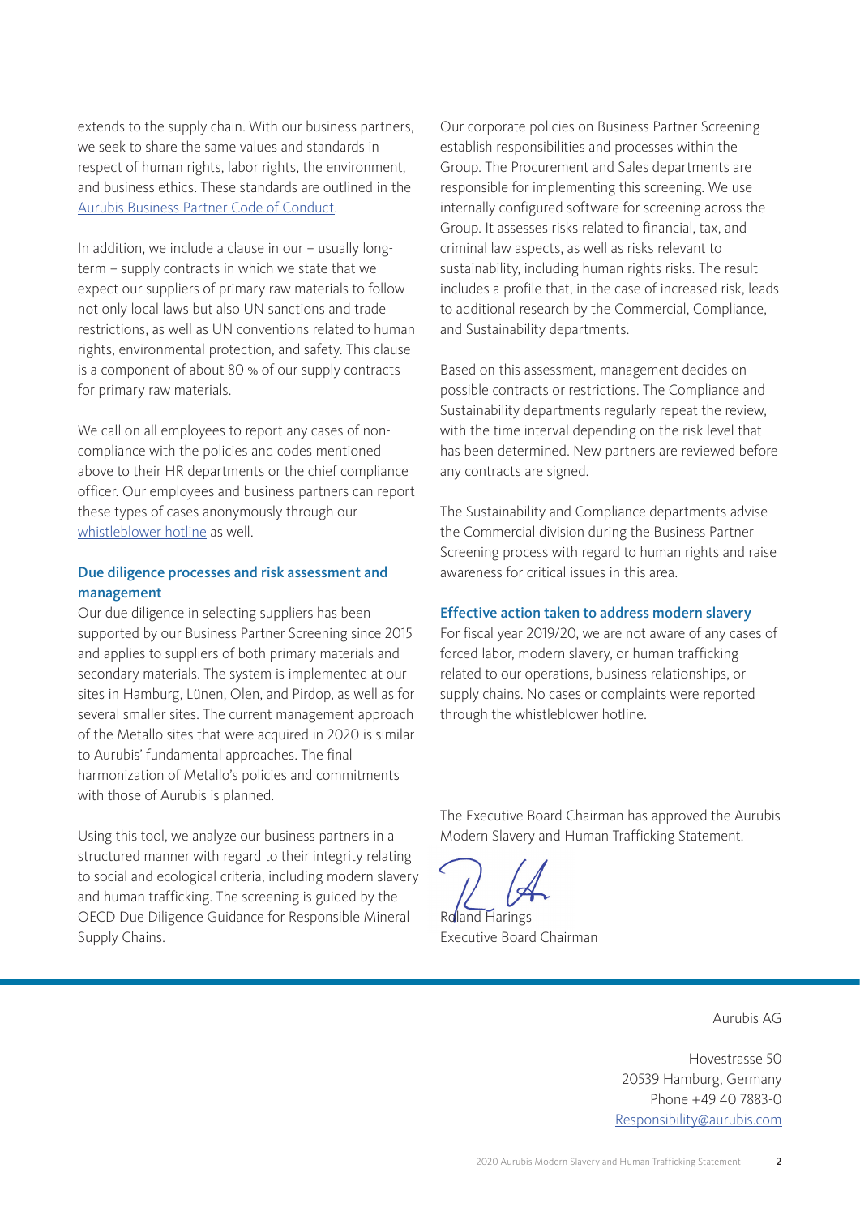extends to the supply chain. With our business partners, we seek to share the same values and standards in respect of human rights, labor rights, the environment, and business ethics. These standards are outlined in the Aurubis Business Partner Code of Conduct.

In addition, we include a clause in our – usually long-term – supply contracts in which we state that we expect our suppliers of primary raw materials to follow not only local laws but also UN sanctions and trade restrictions, as well as UN conventions related to human rights, environmental protection, and safety. This clause is a component of about 80 % of our supply contracts for primary raw materials.

We call on all employees to report any cases of non-compliance with the policies and codes mentioned above to their HR departments or the chief compliance officer. Our employees and business partners can report these types of cases anonymously through our whistleblower hotline as well.

### Due diligence processes and risk assessment and management

Our due diligence in selecting suppliers has been supported by our Business Partner Screening since 2015 and applies to suppliers of both primary materials and secondary materials. The system is implemented at our sites in Hamburg, Lünen, Olen, and Pirdop, as well as for several smaller sites. The current management approach of the Metallo sites that were acquired in 2020 is similar to Aurubis' fundamental approaches. The final harmonization of Metallo's policies and commitments with those of Aurubis is planned.

Using this tool, we analyze our business partners in a structured manner with regard to their integrity relating to social and ecological criteria, including modern slavery and human trafficking. The screening is guided by the OECD Due Diligence Guidance for Responsible Mineral Supply Chains.

Our corporate policies on Business Partner Screening establish responsibilities and processes within the Group. The Procurement and Sales departments are responsible for implementing this screening. We use internally configured software for screening across the Group. It assesses risks related to financial, tax, and criminal law aspects, as well as risks relevant to sustainability, including human rights risks. The result includes a profile that, in the case of increased risk, leads to additional research by the Commercial, Compliance, and Sustainability departments.

Based on this assessment, management decides on possible contracts or restrictions. The Compliance and Sustainability departments regularly repeat the review, with the time interval depending on the risk level that has been determined. New partners are reviewed before any contracts are signed.

The Sustainability and Compliance departments advise the Commercial division during the Business Partner Screening process with regard to human rights and raise awareness for critical issues in this area.

### Effective action taken to address modern slavery

For fiscal year 2019/20, we are not aware of any cases of forced labor, modern slavery, or human trafficking related to our operations, business relationships, or supply chains. No cases or complaints were reported through the whistleblower hotline.

The Executive Board Chairman has approved the Aurubis Modern Slavery and Human Trafficking Statement.

Roland Harings
Executive Board Chairman

Aurubis AG

Hovestrasse 50
20539 Hamburg, Germany
Phone +49 40 7883-0
Responsibility@aurubis.com